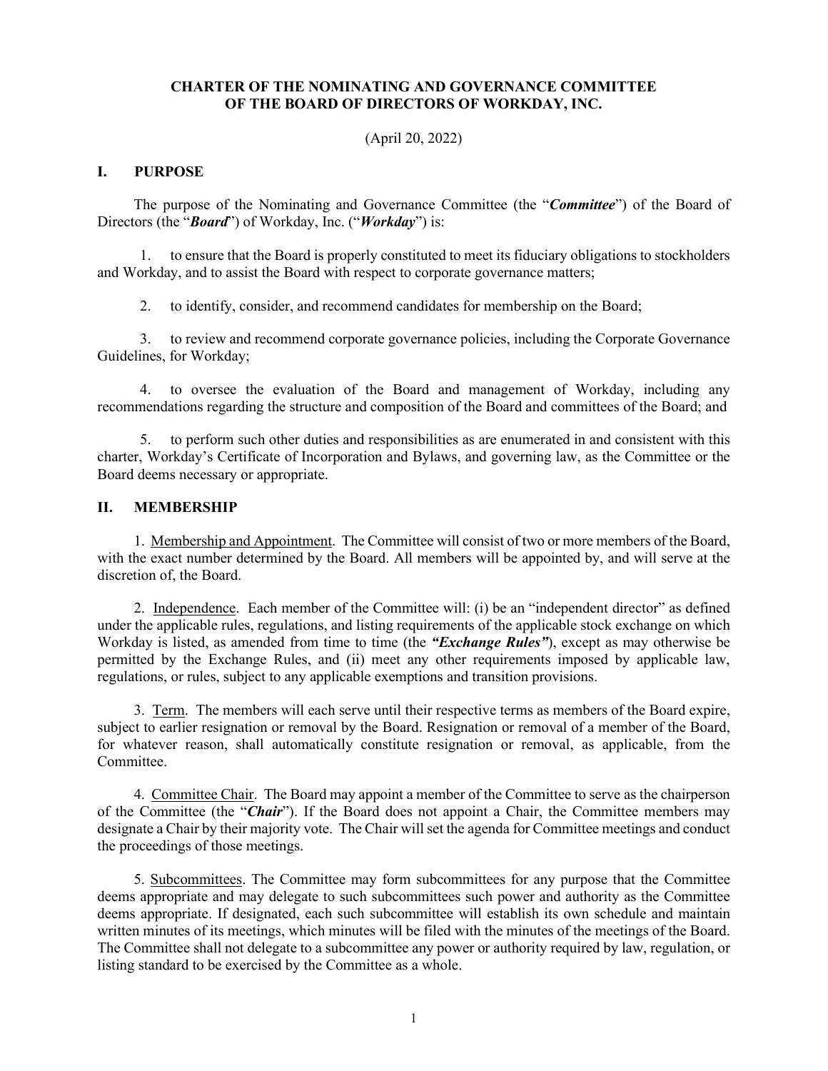# CHARTER OF THE NOMINATING AND GOVERNANCE COMMITTEE OF THE BOARD OF DIRECTORS OF WORKDAY, INC.

(April 20, 2022)

## I. PURPOSE

The purpose of the Nominating and Governance Committee (the "***Committee***") of the Board of Directors (the "***Board***") of Workday, Inc. ("***Workday***") is:

1. to ensure that the Board is properly constituted to meet its fiduciary obligations to stockholders and Workday, and to assist the Board with respect to corporate governance matters;

2. to identify, consider, and recommend candidates for membership on the Board;

3. to review and recommend corporate governance policies, including the Corporate Governance Guidelines, for Workday;

4. to oversee the evaluation of the Board and management of Workday, including any recommendations regarding the structure and composition of the Board and committees of the Board; and

5. to perform such other duties and responsibilities as are enumerated in and consistent with this charter, Workday's Certificate of Incorporation and Bylaws, and governing law, as the Committee or the Board deems necessary or appropriate.

## II. MEMBERSHIP

1. Membership and Appointment. The Committee will consist of two or more members of the Board, with the exact number determined by the Board. All members will be appointed by, and will serve at the discretion of, the Board.

2. Independence. Each member of the Committee will: (i) be an "independent director" as defined under the applicable rules, regulations, and listing requirements of the applicable stock exchange on which Workday is listed, as amended from time to time (the ***"Exchange Rules"***), except as may otherwise be permitted by the Exchange Rules, and (ii) meet any other requirements imposed by applicable law, regulations, or rules, subject to any applicable exemptions and transition provisions.

3. Term. The members will each serve until their respective terms as members of the Board expire, subject to earlier resignation or removal by the Board. Resignation or removal of a member of the Board, for whatever reason, shall automatically constitute resignation or removal, as applicable, from the Committee.

4. Committee Chair. The Board may appoint a member of the Committee to serve as the chairperson of the Committee (the "***Chair***"). If the Board does not appoint a Chair, the Committee members may designate a Chair by their majority vote. The Chair will set the agenda for Committee meetings and conduct the proceedings of those meetings.

5. Subcommittees. The Committee may form subcommittees for any purpose that the Committee deems appropriate and may delegate to such subcommittees such power and authority as the Committee deems appropriate. If designated, each such subcommittee will establish its own schedule and maintain written minutes of its meetings, which minutes will be filed with the minutes of the meetings of the Board. The Committee shall not delegate to a subcommittee any power or authority required by law, regulation, or listing standard to be exercised by the Committee as a whole.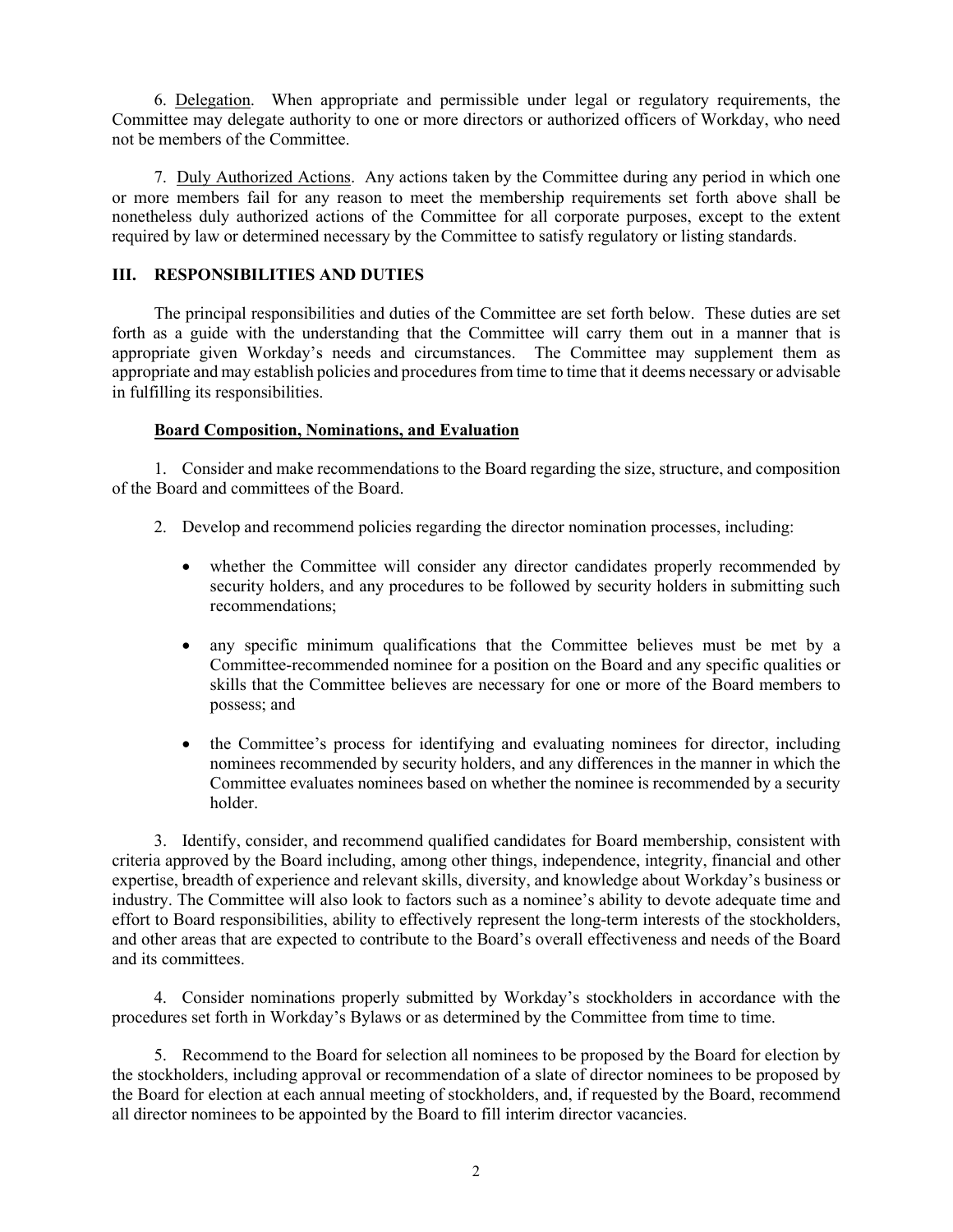6. Delegation. When appropriate and permissible under legal or regulatory requirements, the Committee may delegate authority to one or more directors or authorized officers of Workday, who need not be members of the Committee.

7. Duly Authorized Actions. Any actions taken by the Committee during any period in which one or more members fail for any reason to meet the membership requirements set forth above shall be nonetheless duly authorized actions of the Committee for all corporate purposes, except to the extent required by law or determined necessary by the Committee to satisfy regulatory or listing standards.

## III. RESPONSIBILITIES AND DUTIES

The principal responsibilities and duties of the Committee are set forth below. These duties are set forth as a guide with the understanding that the Committee will carry them out in a manner that is appropriate given Workday's needs and circumstances. The Committee may supplement them as appropriate and may establish policies and procedures from time to time that it deems necessary or advisable in fulfilling its responsibilities.

### Board Composition, Nominations, and Evaluation

1. Consider and make recommendations to the Board regarding the size, structure, and composition of the Board and committees of the Board.

2. Develop and recommend policies regarding the director nomination processes, including:

   - whether the Committee will consider any director candidates properly recommended by security holders, and any procedures to be followed by security holders in submitting such recommendations;

   - any specific minimum qualifications that the Committee believes must be met by a Committee-recommended nominee for a position on the Board and any specific qualities or skills that the Committee believes are necessary for one or more of the Board members to possess; and

   - the Committee's process for identifying and evaluating nominees for director, including nominees recommended by security holders, and any differences in the manner in which the Committee evaluates nominees based on whether the nominee is recommended by a security holder.

3. Identify, consider, and recommend qualified candidates for Board membership, consistent with criteria approved by the Board including, among other things, independence, integrity, financial and other expertise, breadth of experience and relevant skills, diversity, and knowledge about Workday's business or industry. The Committee will also look to factors such as a nominee's ability to devote adequate time and effort to Board responsibilities, ability to effectively represent the long-term interests of the stockholders, and other areas that are expected to contribute to the Board's overall effectiveness and needs of the Board and its committees.

4. Consider nominations properly submitted by Workday's stockholders in accordance with the procedures set forth in Workday's Bylaws or as determined by the Committee from time to time.

5. Recommend to the Board for selection all nominees to be proposed by the Board for election by the stockholders, including approval or recommendation of a slate of director nominees to be proposed by the Board for election at each annual meeting of stockholders, and, if requested by the Board, recommend all director nominees to be appointed by the Board to fill interim director vacancies.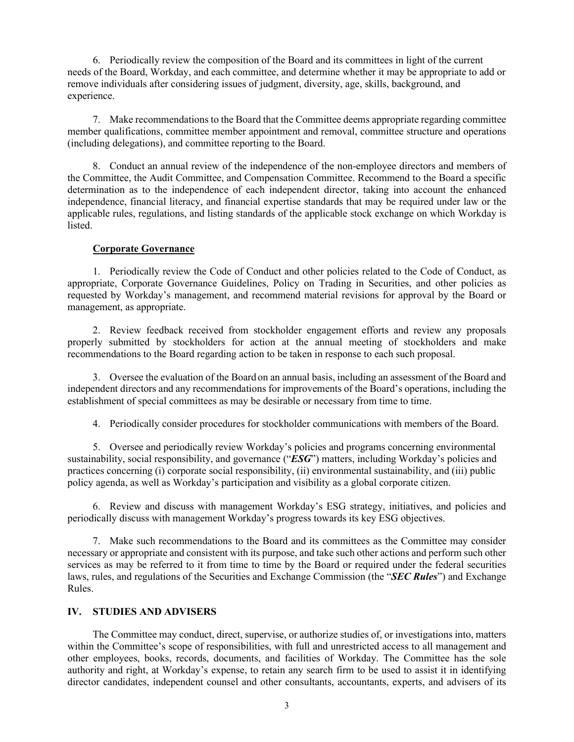6. Periodically review the composition of the Board and its committees in light of the current needs of the Board, Workday, and each committee, and determine whether it may be appropriate to add or remove individuals after considering issues of judgment, diversity, age, skills, background, and experience.

7. Make recommendations to the Board that the Committee deems appropriate regarding committee member qualifications, committee member appointment and removal, committee structure and operations (including delegations), and committee reporting to the Board.

8. Conduct an annual review of the independence of the non-employee directors and members of the Committee, the Audit Committee, and Compensation Committee. Recommend to the Board a specific determination as to the independence of each independent director, taking into account the enhanced independence, financial literacy, and financial expertise standards that may be required under law or the applicable rules, regulations, and listing standards of the applicable stock exchange on which Workday is listed.

**Corporate Governance**

1. Periodically review the Code of Conduct and other policies related to the Code of Conduct, as appropriate, Corporate Governance Guidelines, Policy on Trading in Securities, and other policies as requested by Workday's management, and recommend material revisions for approval by the Board or management, as appropriate.

2. Review feedback received from stockholder engagement efforts and review any proposals properly submitted by stockholders for action at the annual meeting of stockholders and make recommendations to the Board regarding action to be taken in response to each such proposal.

3. Oversee the evaluation of the Board on an annual basis, including an assessment of the Board and independent directors and any recommendations for improvements of the Board's operations, including the establishment of special committees as may be desirable or necessary from time to time.

4. Periodically consider procedures for stockholder communications with members of the Board.

5. Oversee and periodically review Workday's policies and programs concerning environmental sustainability, social responsibility, and governance ("***ESG***") matters, including Workday's policies and practices concerning (i) corporate social responsibility, (ii) environmental sustainability, and (iii) public policy agenda, as well as Workday's participation and visibility as a global corporate citizen.

6. Review and discuss with management Workday's ESG strategy, initiatives, and policies and periodically discuss with management Workday's progress towards its key ESG objectives.

7. Make such recommendations to the Board and its committees as the Committee may consider necessary or appropriate and consistent with its purpose, and take such other actions and perform such other services as may be referred to it from time to time by the Board or required under the federal securities laws, rules, and regulations of the Securities and Exchange Commission (the "***SEC Rules***") and Exchange Rules.

## IV. STUDIES AND ADVISERS

The Committee may conduct, direct, supervise, or authorize studies of, or investigations into, matters within the Committee's scope of responsibilities, with full and unrestricted access to all management and other employees, books, records, documents, and facilities of Workday. The Committee has the sole authority and right, at Workday's expense, to retain any search firm to be used to assist it in identifying director candidates, independent counsel and other consultants, accountants, experts, and advisers of its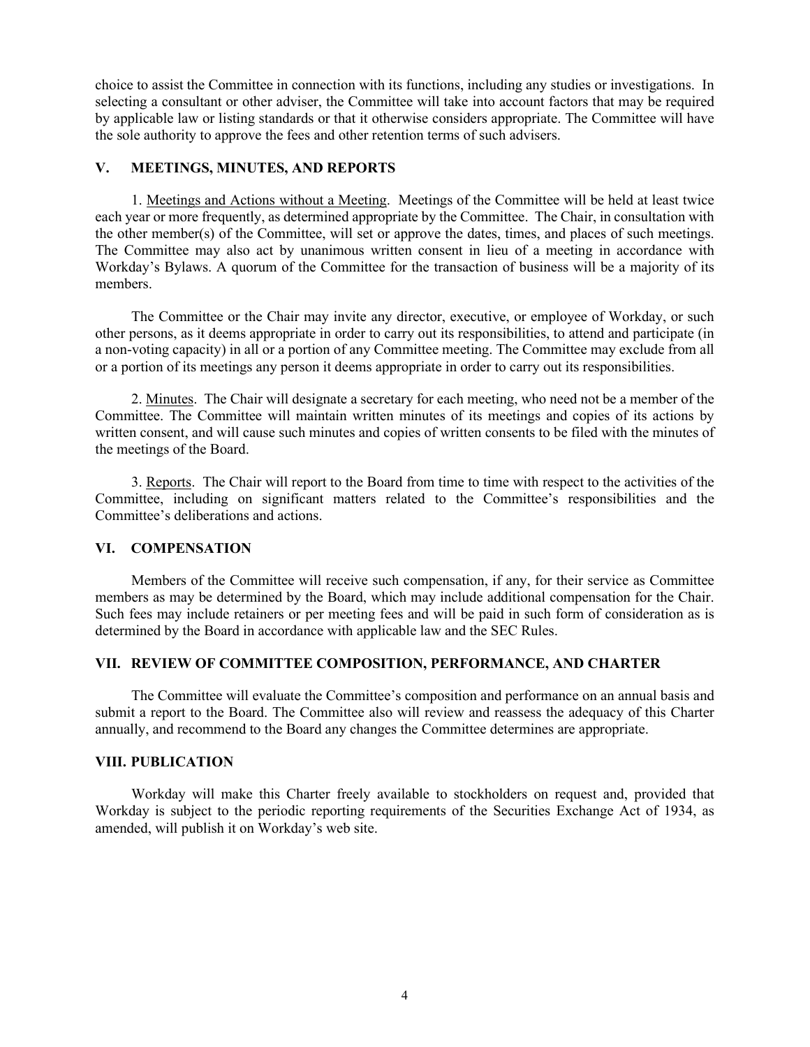choice to assist the Committee in connection with its functions, including any studies or investigations. In selecting a consultant or other adviser, the Committee will take into account factors that may be required by applicable law or listing standards or that it otherwise considers appropriate. The Committee will have the sole authority to approve the fees and other retention terms of such advisers.

## V. MEETINGS, MINUTES, AND REPORTS

1. Meetings and Actions without a Meeting. Meetings of the Committee will be held at least twice each year or more frequently, as determined appropriate by the Committee. The Chair, in consultation with the other member(s) of the Committee, will set or approve the dates, times, and places of such meetings. The Committee may also act by unanimous written consent in lieu of a meeting in accordance with Workday's Bylaws. A quorum of the Committee for the transaction of business will be a majority of its members.

The Committee or the Chair may invite any director, executive, or employee of Workday, or such other persons, as it deems appropriate in order to carry out its responsibilities, to attend and participate (in a non-voting capacity) in all or a portion of any Committee meeting. The Committee may exclude from all or a portion of its meetings any person it deems appropriate in order to carry out its responsibilities.

2. Minutes. The Chair will designate a secretary for each meeting, who need not be a member of the Committee. The Committee will maintain written minutes of its meetings and copies of its actions by written consent, and will cause such minutes and copies of written consents to be filed with the minutes of the meetings of the Board.

3. Reports. The Chair will report to the Board from time to time with respect to the activities of the Committee, including on significant matters related to the Committee's responsibilities and the Committee's deliberations and actions.

## VI. COMPENSATION

Members of the Committee will receive such compensation, if any, for their service as Committee members as may be determined by the Board, which may include additional compensation for the Chair. Such fees may include retainers or per meeting fees and will be paid in such form of consideration as is determined by the Board in accordance with applicable law and the SEC Rules.

## VII. REVIEW OF COMMITTEE COMPOSITION, PERFORMANCE, AND CHARTER

The Committee will evaluate the Committee's composition and performance on an annual basis and submit a report to the Board. The Committee also will review and reassess the adequacy of this Charter annually, and recommend to the Board any changes the Committee determines are appropriate.

## VIII. PUBLICATION

Workday will make this Charter freely available to stockholders on request and, provided that Workday is subject to the periodic reporting requirements of the Securities Exchange Act of 1934, as amended, will publish it on Workday's web site.